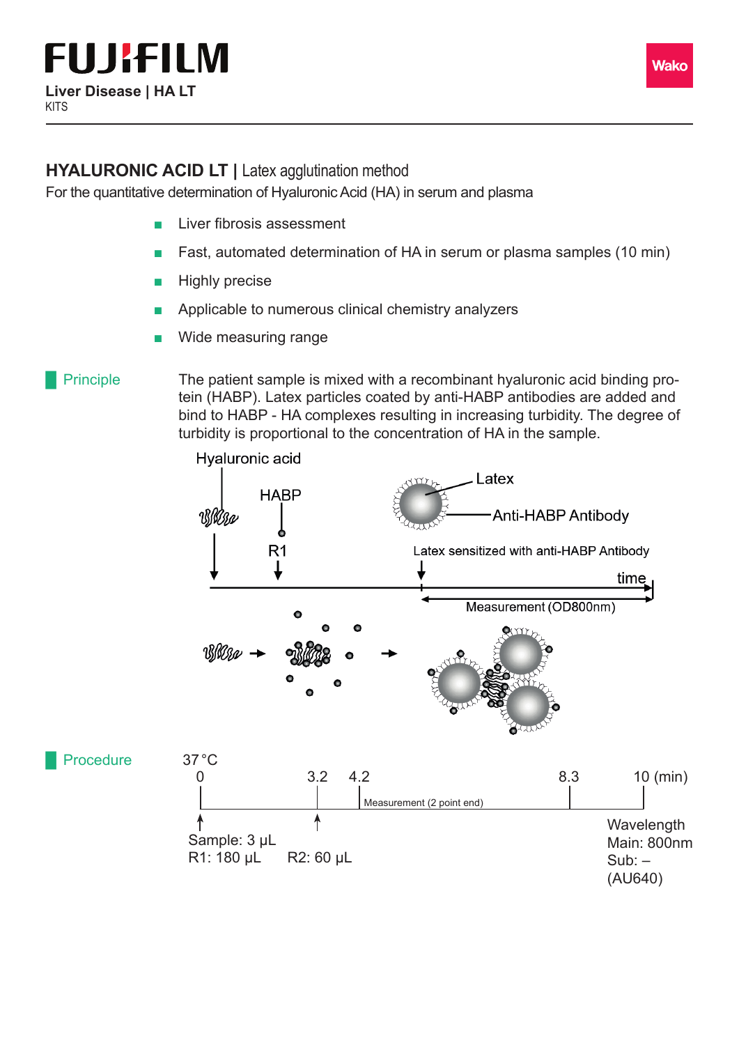# FUJIFILM

**Liver Disease | HA LT**
KITS

Wako

## HYALURONIC ACID LT | Latex agglutination method

For the quantitative determination of Hyaluronic Acid (HA) in serum and plasma

- Liver fibrosis assessment
- Fast, automated determination of HA in serum or plasma samples (10 min)
- Highly precise
- Applicable to numerous clinical chemistry analyzers
- Wide measuring range

### Principle

The patient sample is mixed with a recombinant hyaluronic acid binding protein (HABP). Latex particles coated by anti-HABP antibodies are added and bind to HABP - HA complexes resulting in increasing turbidity. The degree of turbidity is proportional to the concentration of HA in the sample.

Hyaluronic acid
HABP
R1
Latex
Anti-HABP Antibody
Latex sensitized with anti-HABP Antibody
time
Measurement (OD800nm)

### Procedure

37 °C
0
3.2
4.2
8.3
10 (min)
Measurement (2 point end)
Sample: 3 µL
R1: 180 µL
R2: 60 µL

Wavelength
Main: 800nm
Sub: –
(AU640)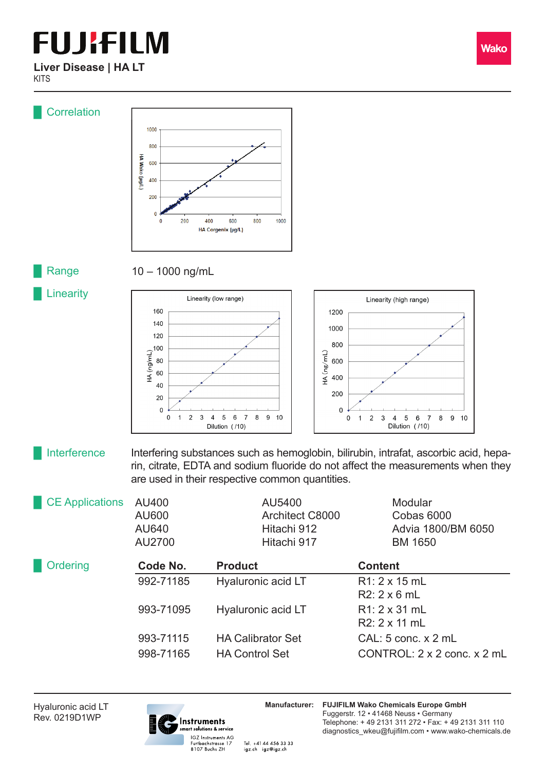# FUJIFILM

**Liver Disease | HA LT**

KITS

Wako

## Correlation

HA Wako (µg/L)

0
200
400
600
800
1000

0
200
400
600
800
1000

HA Corgenix (µg/L)

## Range

10 – 1000 ng/mL

## Linearity

Linearity (low range)

HA (ng/mL)

0
20
40
60
80
100
120
140
160

0 1 2 3 4 5 6 7 8 9 10

Dilution ( /10)

Linearity (high range)

HA (ng/mL)

0
200
400
600
800
1000
1200

0 1 2 3 4 5 6 7 8 9 10

Dilution ( /10)

## Interference

Interfering substances such as hemoglobin, bilirubin, intrafat, ascorbic acid, heparin, citrate, EDTA and sodium fluoride do not affect the measurements when they are used in their respective common quantities.

## CE Applications

| | | |
|---|---|---|
| AU400 | AU5400 | Modular |
| AU600 | Architect C8000 | Cobas 6000 |
| AU640 | Hitachi 912 | Advia 1800/BM 6050 |
| AU2700 | Hitachi 917 | BM 1650 |

## Ordering

| Code No. | Product | Content |
|---|---|---|
| 992-71185 | Hyaluronic acid LT | R1: 2 x 15 mL<br>R2: 2 x 6 mL |
| 993-71095 | Hyaluronic acid LT | R1: 2 x 31 mL<br>R2: 2 x 11 mL |
| 993-71115 | HA Calibrator Set | CAL: 5 conc. x 2 mL |
| 998-71165 | HA Control Set | CONTROL: 2 x 2 conc. x 2 mL |

Hyaluronic acid LT
Rev. 0219D1WP

IG Instruments smart solutions & service
IGZ Instruments AG
Furtbachstrasse 17
8107 Buchs ZH
Tel. +41 44 456 33 33
igz.ch igz@igz.ch

**Manufacturer:** **FUJIFILM Wako Chemicals Europe GmbH**
Fuggerstr. 12 • 41468 Neuss • Germany
Telephone: + 49 2131 311 272 • Fax: + 49 2131 311 110
diagnostics_wkeu@fujifilm.com • www.wako-chemicals.de